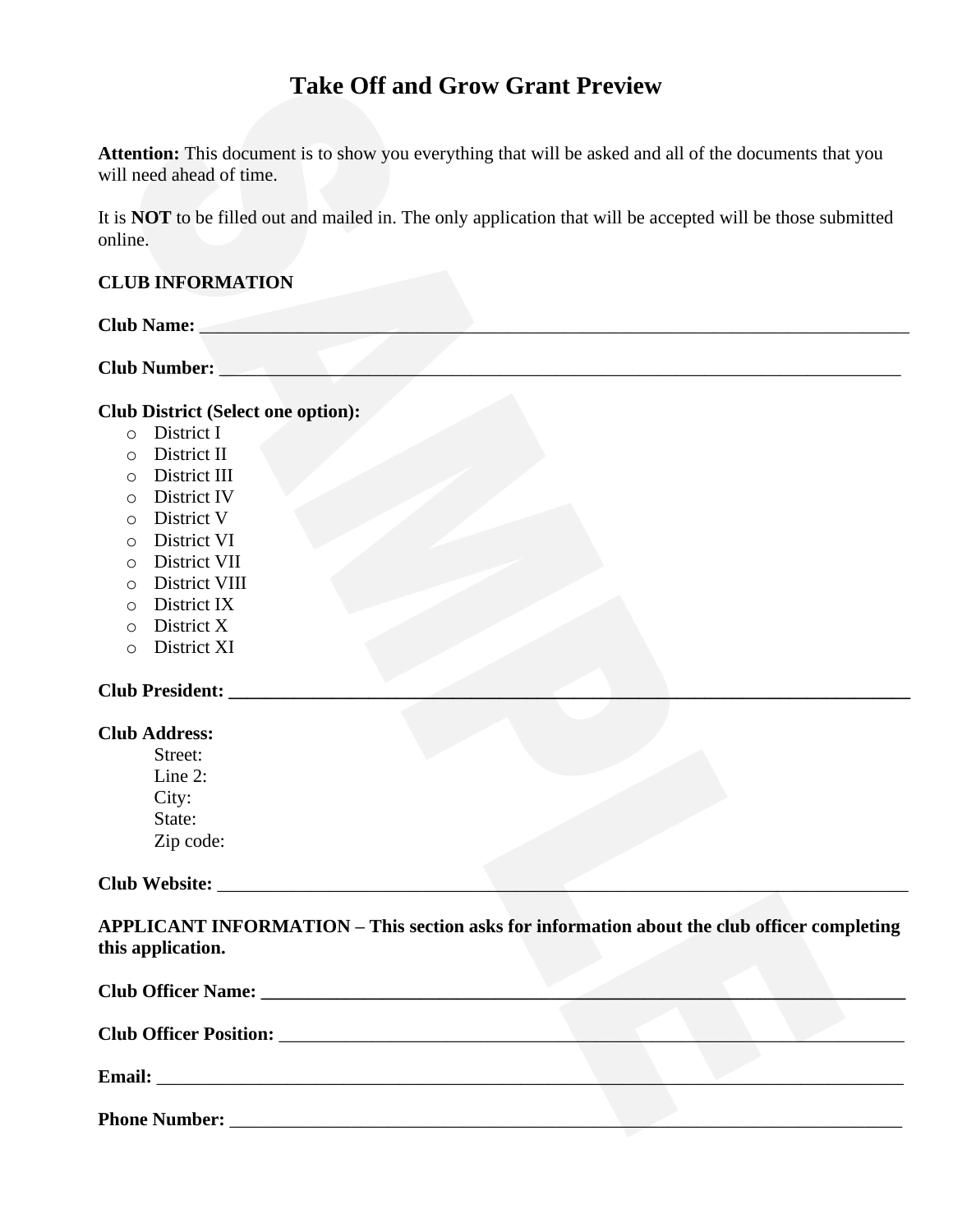# Take Off and Grow Grant Preview

**Attention:** This document is to show you everything that will be asked and all of the documents that you will need ahead of time.

It is **NOT** to be filled out and mailed in. The only application that will be accepted will be those submitted online.

**CLUB INFORMATION**

**Club Name:** ______________________________________________________________________________

**Club Number:** ____________________________________________________________________________

**Club District (Select one option):**

- District I
- District II
- District III
- District IV
- District V
- District VI
- District VII
- District VIII
- District IX
- District X
- District XI

**Club President:** __________________________________________________________________________

**Club Address:**

Street:
Line 2:
City:
State:
Zip code:

**Club Website:** ___________________________________________________________________________

**APPLICANT INFORMATION – This section asks for information about the club officer completing this application.**

**Club Officer Name:** _______________________________________________________________________

**Club Officer Position:** _____________________________________________________________________

**Email:** _________________________________________________________________________________

**Phone Number:** __________________________________________________________________________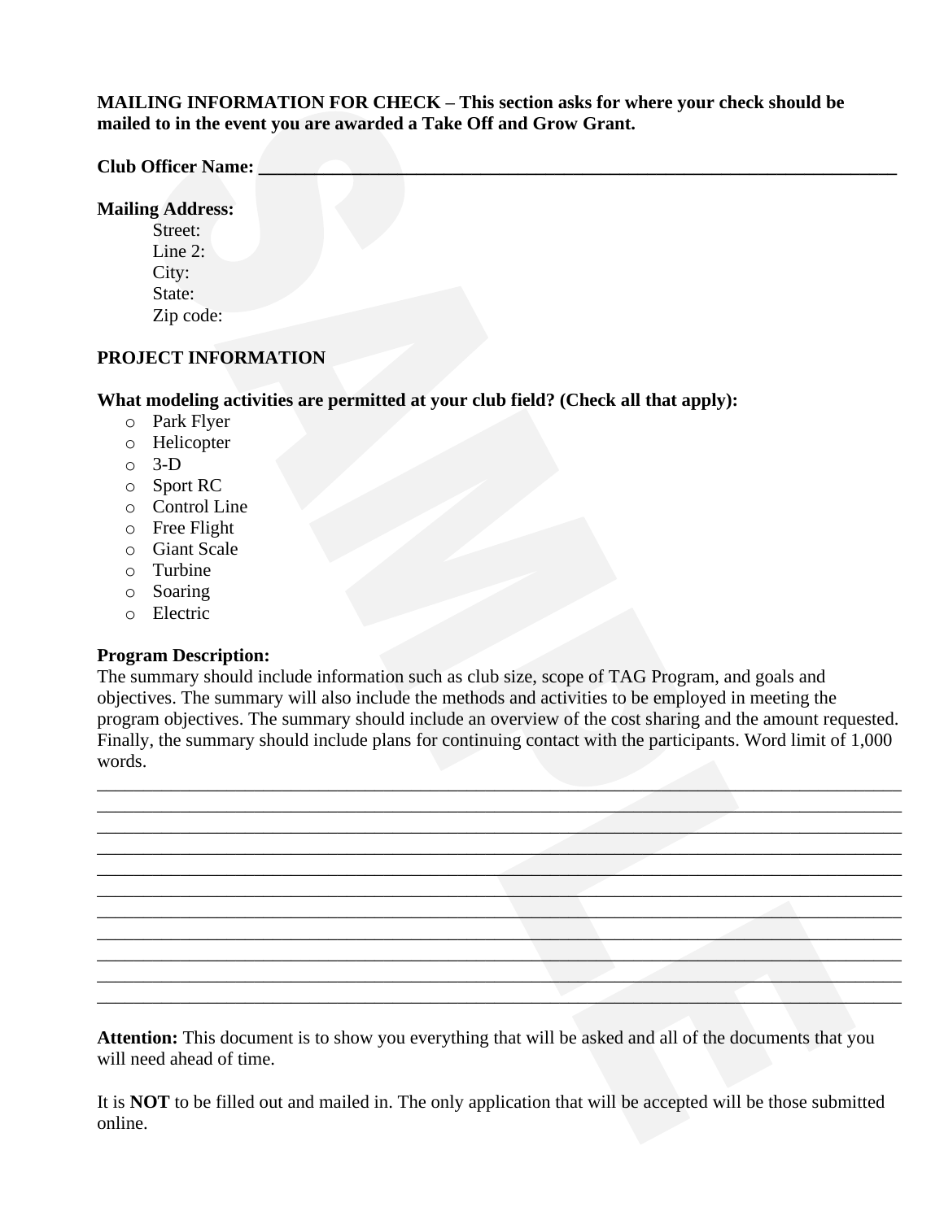**MAILING INFORMATION FOR CHECK – This section asks for where your check should be mailed to in the event you are awarded a Take Off and Grow Grant.**

**Club Officer Name: ___________________________________________________________________**

**Mailing Address:**

Street:
Line 2:
City:
State:
Zip code:

**PROJECT INFORMATION**

**What modeling activities are permitted at your club field? (Check all that apply):**

- Park Flyer
- Helicopter
- 3-D
- Sport RC
- Control Line
- Free Flight
- Giant Scale
- Turbine
- Soaring
- Electric

**Program Description:**

The summary should include information such as club size, scope of TAG Program, and goals and objectives. The summary will also include the methods and activities to be employed in meeting the program objectives. The summary should include an overview of the cost sharing and the amount requested. Finally, the summary should include plans for continuing contact with the participants. Word limit of 1,000 words.

___________________________________________________________________________________
___________________________________________________________________________________
___________________________________________________________________________________
___________________________________________________________________________________
___________________________________________________________________________________
___________________________________________________________________________________
___________________________________________________________________________________
___________________________________________________________________________________
___________________________________________________________________________________
___________________________________________________________________________________
___________________________________________________________________________________

**Attention:** This document is to show you everything that will be asked and all of the documents that you will need ahead of time.

It is **NOT** to be filled out and mailed in. The only application that will be accepted will be those submitted online.